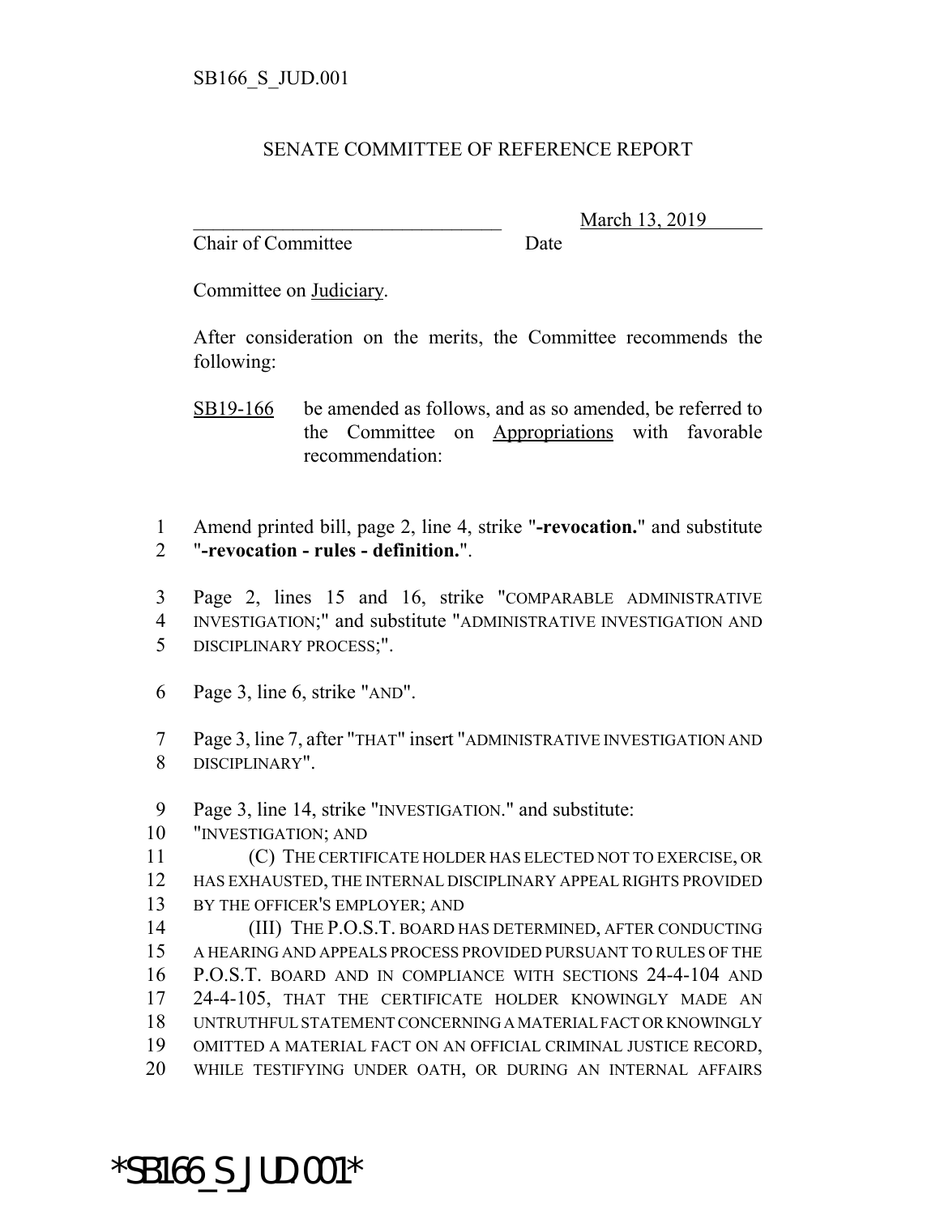SB166_S_JUD.001

SENATE COMMITTEE OF REFERENCE REPORT

________________________________ March 13, 2019
Chair of Committee Date

Committee on Judiciary.

After consideration on the merits, the Committee recommends the following:

SB19-166 be amended as follows, and as so amended, be referred to the Committee on Appropriations with favorable recommendation:

1 Amend printed bill, page 2, line 4, strike "**-revocation.**" and substitute
2 "**-revocation - rules - definition.**".

3 Page 2, lines 15 and 16, strike "COMPARABLE ADMINISTRATIVE
4 INVESTIGATION;" and substitute "ADMINISTRATIVE INVESTIGATION AND
5 DISCIPLINARY PROCESS;".

6 Page 3, line 6, strike "AND".

7 Page 3, line 7, after "THAT" insert "ADMINISTRATIVE INVESTIGATION AND
8 DISCIPLINARY".

9 Page 3, line 14, strike "INVESTIGATION." and substitute:
10 "INVESTIGATION; AND
11 (C) THE CERTIFICATE HOLDER HAS ELECTED NOT TO EXERCISE, OR
12 HAS EXHAUSTED, THE INTERNAL DISCIPLINARY APPEAL RIGHTS PROVIDED
13 BY THE OFFICER'S EMPLOYER; AND
14 (III) THE P.O.S.T. BOARD HAS DETERMINED, AFTER CONDUCTING
15 A HEARING AND APPEALS PROCESS PROVIDED PURSUANT TO RULES OF THE
16 P.O.S.T. BOARD AND IN COMPLIANCE WITH SECTIONS 24-4-104 AND
17 24-4-105, THAT THE CERTIFICATE HOLDER KNOWINGLY MADE AN
18 UNTRUTHFUL STATEMENT CONCERNING A MATERIAL FACT OR KNOWINGLY
19 OMITTED A MATERIAL FACT ON AN OFFICIAL CRIMINAL JUSTICE RECORD,
20 WHILE TESTIFYING UNDER OATH, OR DURING AN INTERNAL AFFAIRS

*SB166_S_JUD.001*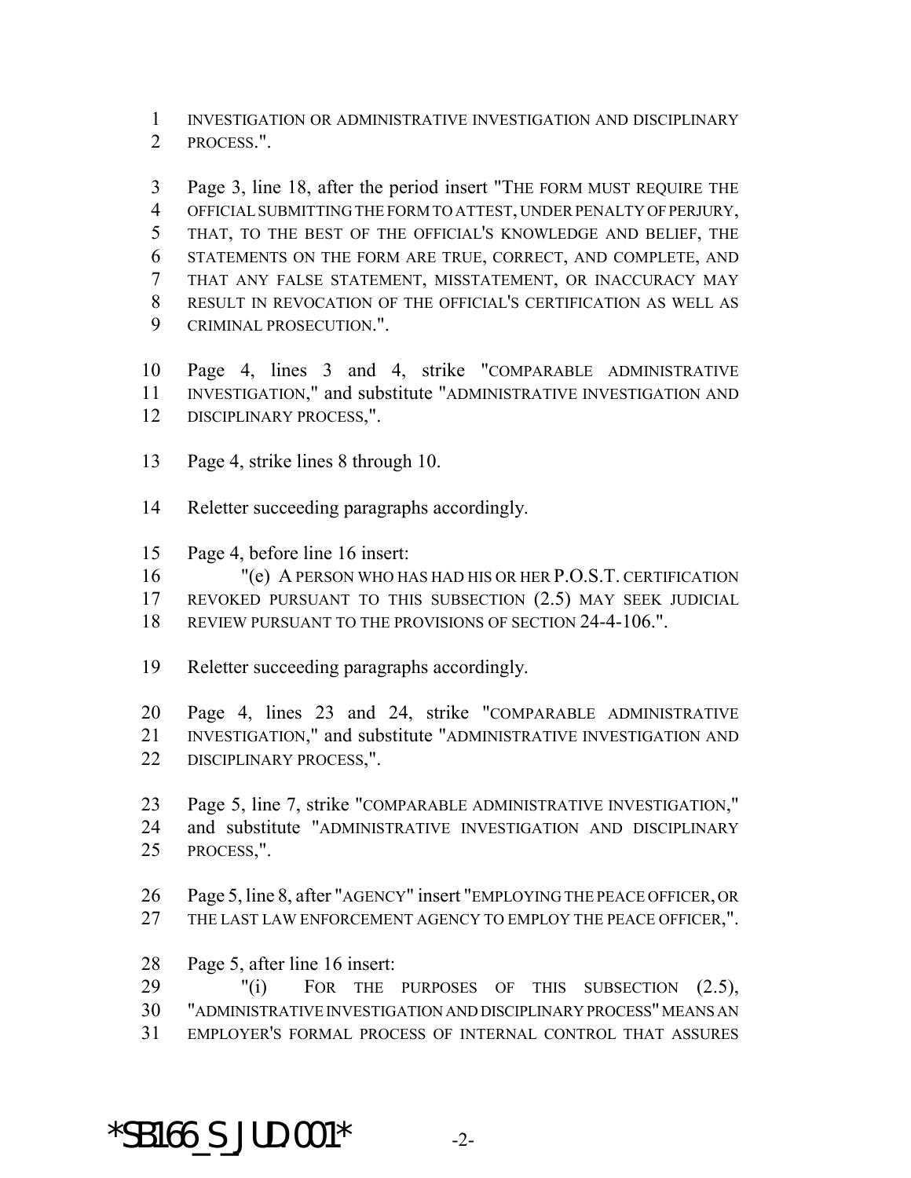1 INVESTIGATION OR ADMINISTRATIVE INVESTIGATION AND DISCIPLINARY
2 PROCESS.".

3 Page 3, line 18, after the period insert "THE FORM MUST REQUIRE THE
4 OFFICIAL SUBMITTING THE FORM TO ATTEST, UNDER PENALTY OF PERJURY,
5 THAT, TO THE BEST OF THE OFFICIAL'S KNOWLEDGE AND BELIEF, THE
6 STATEMENTS ON THE FORM ARE TRUE, CORRECT, AND COMPLETE, AND
7 THAT ANY FALSE STATEMENT, MISSTATEMENT, OR INACCURACY MAY
8 RESULT IN REVOCATION OF THE OFFICIAL'S CERTIFICATION AS WELL AS
9 CRIMINAL PROSECUTION.".

10 Page 4, lines 3 and 4, strike "COMPARABLE ADMINISTRATIVE
11 INVESTIGATION," and substitute "ADMINISTRATIVE INVESTIGATION AND
12 DISCIPLINARY PROCESS,".

13 Page 4, strike lines 8 through 10.

14 Reletter succeeding paragraphs accordingly.

15 Page 4, before line 16 insert:
16 "(e) A PERSON WHO HAS HAD HIS OR HER P.O.S.T. CERTIFICATION
17 REVOKED PURSUANT TO THIS SUBSECTION (2.5) MAY SEEK JUDICIAL
18 REVIEW PURSUANT TO THE PROVISIONS OF SECTION 24-4-106.".

19 Reletter succeeding paragraphs accordingly.

20 Page 4, lines 23 and 24, strike "COMPARABLE ADMINISTRATIVE
21 INVESTIGATION," and substitute "ADMINISTRATIVE INVESTIGATION AND
22 DISCIPLINARY PROCESS,".

23 Page 5, line 7, strike "COMPARABLE ADMINISTRATIVE INVESTIGATION,"
24 and substitute "ADMINISTRATIVE INVESTIGATION AND DISCIPLINARY
25 PROCESS,".

26 Page 5, line 8, after "AGENCY" insert "EMPLOYING THE PEACE OFFICER, OR
27 THE LAST LAW ENFORCEMENT AGENCY TO EMPLOY THE PEACE OFFICER,".

28 Page 5, after line 16 insert:
29 "(i) FOR THE PURPOSES OF THIS SUBSECTION (2.5),
30 "ADMINISTRATIVE INVESTIGATION AND DISCIPLINARY PROCESS" MEANS AN
31 EMPLOYER'S FORMAL PROCESS OF INTERNAL CONTROL THAT ASSURES

*SB166_S_JUD.001*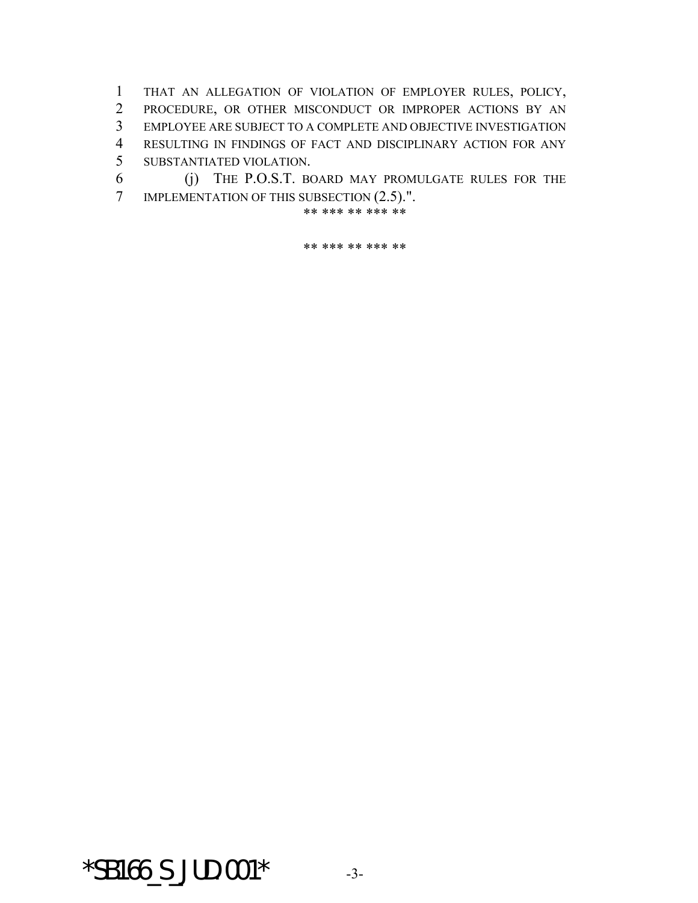1 THAT AN ALLEGATION OF VIOLATION OF EMPLOYER RULES, POLICY,
2 PROCEDURE, OR OTHER MISCONDUCT OR IMPROPER ACTIONS BY AN
3 EMPLOYEE ARE SUBJECT TO A COMPLETE AND OBJECTIVE INVESTIGATION
4 RESULTING IN FINDINGS OF FACT AND DISCIPLINARY ACTION FOR ANY
5 SUBSTANTIATED VIOLATION.

6 (j) THE P.O.S.T. BOARD MAY PROMULGATE RULES FOR THE
7 IMPLEMENTATION OF THIS SUBSECTION (2.5).".

** *** ** *** **

** *** ** *** **

*SB166_S_JUD.001*